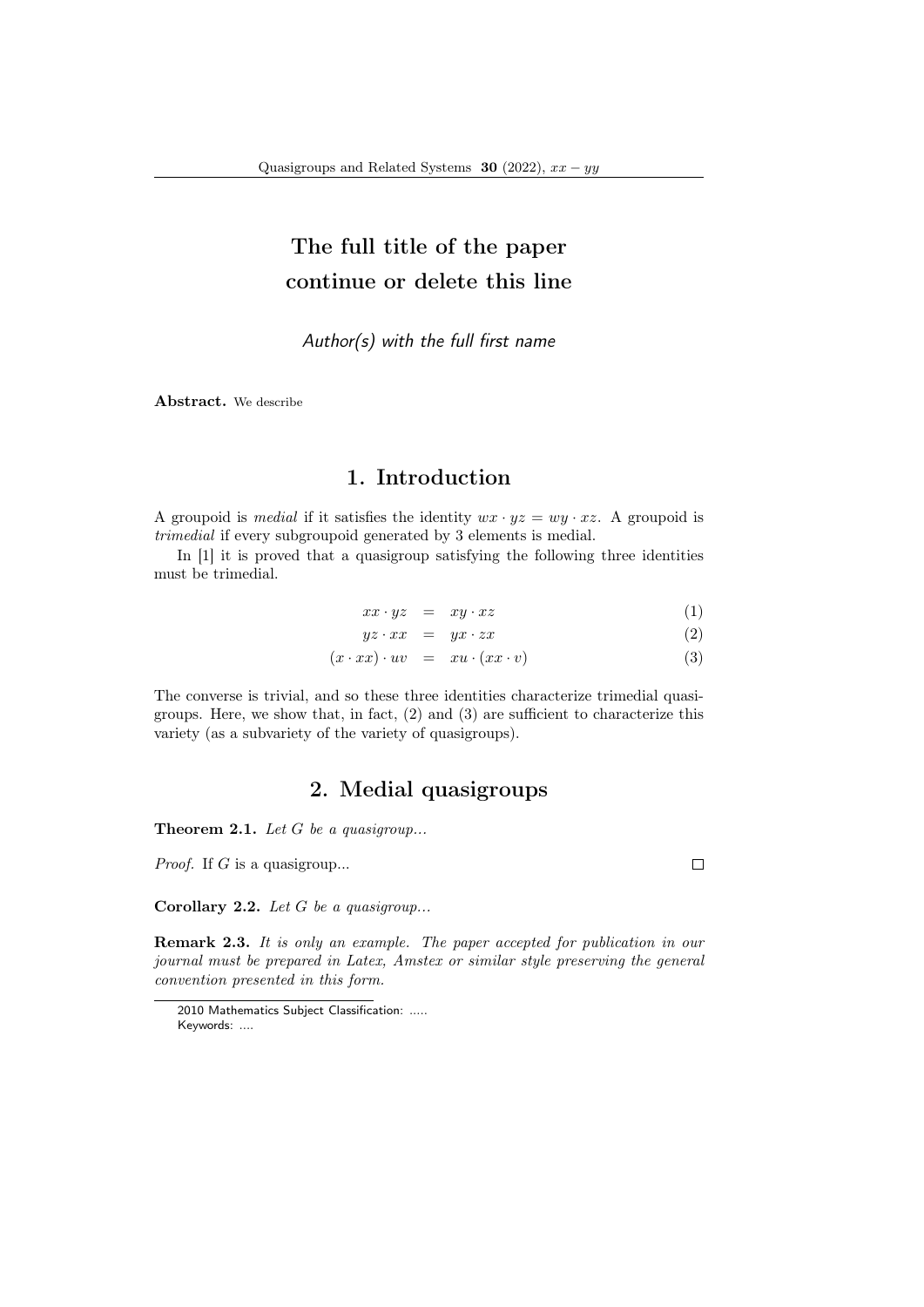# The full title of the paper continue or delete this line

*Author(s) with the full first name*

**Abstract.** We describe

## 1. Introduction

A groupoid is *medial* if it satisfies the identity $wx \cdot yz = wy \cdot xz$. A groupoid is *trimedial* if every subgroupoid generated by 3 elements is medial.

In [1] it is proved that a quasigroup satisfying the following three identities must be trimedial.

$$xx \cdot yz = xy \cdot xz \tag{1}$$

$$yz \cdot xx = yx \cdot zx \tag{2}$$

$$(x \cdot xx) \cdot uv = xu \cdot (xx \cdot v) \tag{3}$$

The converse is trivial, and so these three identities characterize trimedial quasigroups. Here, we show that, in fact, (2) and (3) are sufficient to characterize this variety (as a subvariety of the variety of quasigroups).

## 2. Medial quasigroups

**Theorem 2.1.** *Let $G$ be a quasigroup...*

*Proof.* If $G$ is a quasigroup... □

**Corollary 2.2.** *Let $G$ be a quasigroup...*

**Remark 2.3.** *It is only an example. The paper accepted for publication in our journal must be prepared in Latex, Amstex or similar style preserving the general convention presented in this form.*

---

2010 Mathematics Subject Classification: .....
Keywords: ....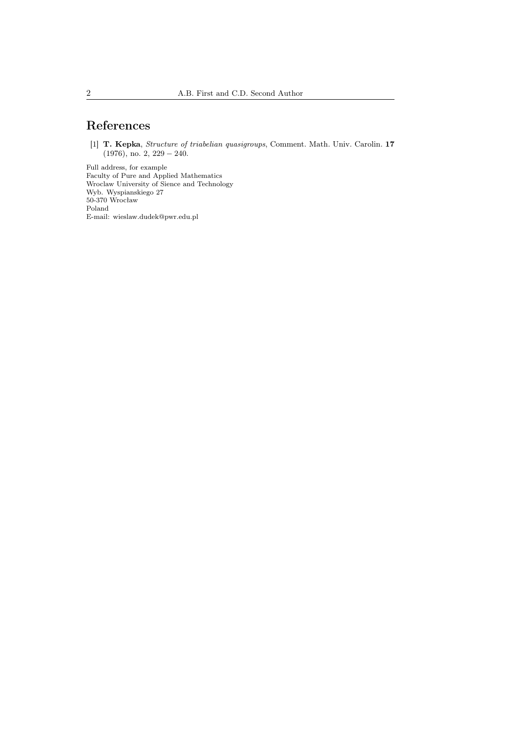## References

[1] **T. Kepka**, *Structure of triabelian quasigroups*, Comment. Math. Univ. Carolin. **17** (1976), no. 2, $229-240$.

Full address, for example
Faculty of Pure and Applied Mathematics
Wroclaw University of Sience and Technology
Wyb. Wyspianskiego 27
50-370 Wrocław
Poland
E-mail: wieslaw.dudek@pwr.edu.pl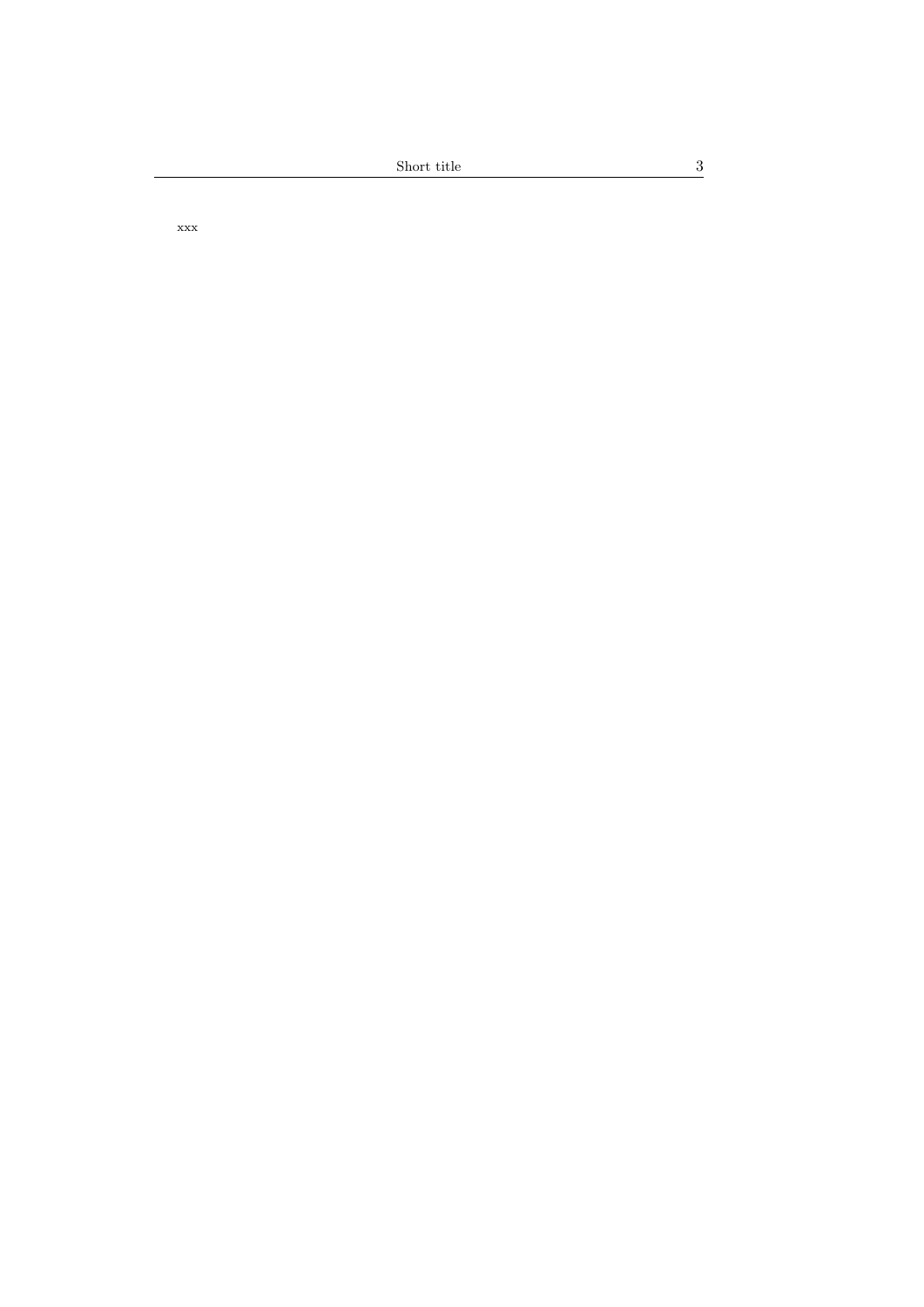xxx